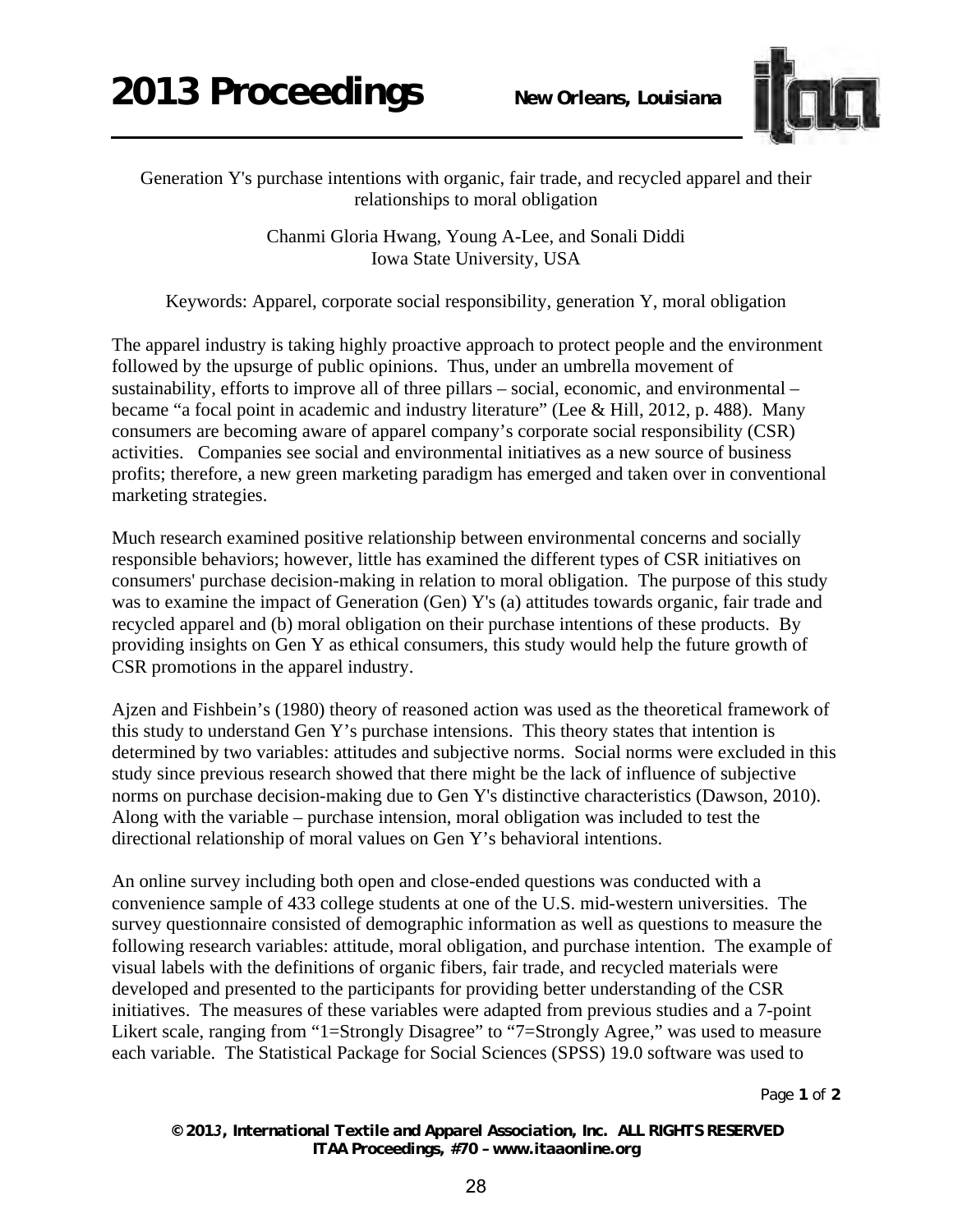Generation Y's purchase intentions with organic, fair trade, and recycled apparel and their relationships to moral obligation

Chanmi Gloria Hwang, Young A-Lee, and Sonali Diddi
Iowa State University, USA

Keywords: Apparel, corporate social responsibility, generation Y, moral obligation

The apparel industry is taking highly proactive approach to protect people and the environment followed by the upsurge of public opinions. Thus, under an umbrella movement of sustainability, efforts to improve all of three pillars – social, economic, and environmental – became "a focal point in academic and industry literature" (Lee & Hill, 2012, p. 488). Many consumers are becoming aware of apparel company's corporate social responsibility (CSR) activities. Companies see social and environmental initiatives as a new source of business profits; therefore, a new green marketing paradigm has emerged and taken over in conventional marketing strategies.

Much research examined positive relationship between environmental concerns and socially responsible behaviors; however, little has examined the different types of CSR initiatives on consumers' purchase decision-making in relation to moral obligation. The purpose of this study was to examine the impact of Generation (Gen) Y's (a) attitudes towards organic, fair trade and recycled apparel and (b) moral obligation on their purchase intentions of these products. By providing insights on Gen Y as ethical consumers, this study would help the future growth of CSR promotions in the apparel industry.

Ajzen and Fishbein's (1980) theory of reasoned action was used as the theoretical framework of this study to understand Gen Y's purchase intensions. This theory states that intention is determined by two variables: attitudes and subjective norms. Social norms were excluded in this study since previous research showed that there might be the lack of influence of subjective norms on purchase decision-making due to Gen Y's distinctive characteristics (Dawson, 2010). Along with the variable – purchase intension, moral obligation was included to test the directional relationship of moral values on Gen Y's behavioral intentions.

An online survey including both open and close-ended questions was conducted with a convenience sample of 433 college students at one of the U.S. mid-western universities. The survey questionnaire consisted of demographic information as well as questions to measure the following research variables: attitude, moral obligation, and purchase intention. The example of visual labels with the definitions of organic fibers, fair trade, and recycled materials were developed and presented to the participants for providing better understanding of the CSR initiatives. The measures of these variables were adapted from previous studies and a 7-point Likert scale, ranging from "1=Strongly Disagree" to "7=Strongly Agree," was used to measure each variable. The Statistical Package for Social Sciences (SPSS) 19.0 software was used to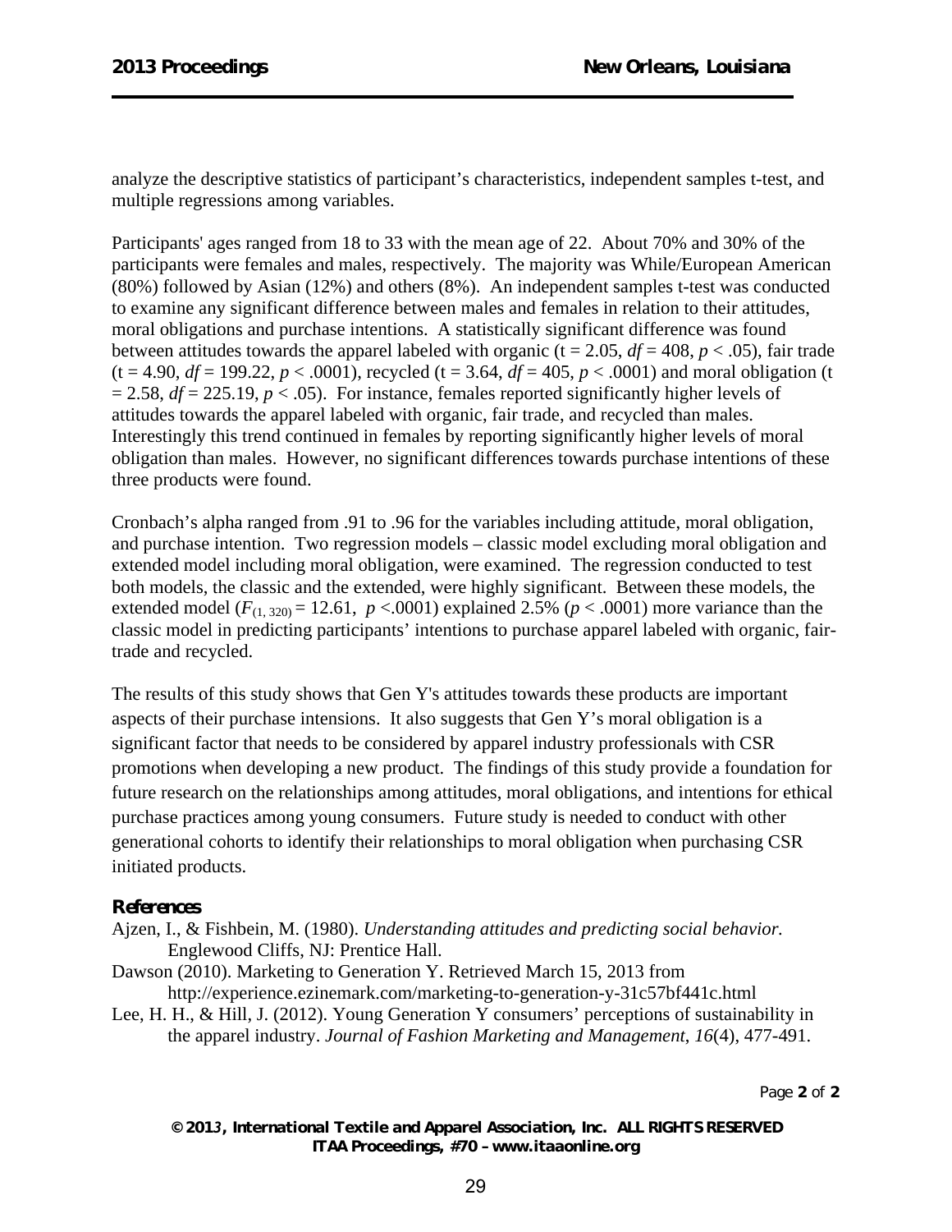analyze the descriptive statistics of participant's characteristics, independent samples t-test, and multiple regressions among variables.

Participants' ages ranged from 18 to 33 with the mean age of 22. About 70% and 30% of the participants were females and males, respectively. The majority was While/European American (80%) followed by Asian (12%) and others (8%). An independent samples t-test was conducted to examine any significant difference between males and females in relation to their attitudes, moral obligations and purchase intentions. A statistically significant difference was found between attitudes towards the apparel labeled with organic ($t = 2.05$, $df = 408$, $p < .05$), fair trade ($t = 4.90$, $df = 199.22$, $p < .0001$), recycled ($t = 3.64$, $df = 405$, $p < .0001$) and moral obligation ($t = 2.58$, $df = 225.19$, $p < .05$). For instance, females reported significantly higher levels of attitudes towards the apparel labeled with organic, fair trade, and recycled than males. Interestingly this trend continued in females by reporting significantly higher levels of moral obligation than males. However, no significant differences towards purchase intentions of these three products were found.

Cronbach's alpha ranged from .91 to .96 for the variables including attitude, moral obligation, and purchase intention. Two regression models – classic model excluding moral obligation and extended model including moral obligation, were examined. The regression conducted to test both models, the classic and the extended, were highly significant. Between these models, the extended model ($F_{(1, 320)} = 12.61$, $p < .0001$) explained 2.5% ($p < .0001$) more variance than the classic model in predicting participants' intentions to purchase apparel labeled with organic, fair-trade and recycled.

The results of this study shows that Gen Y's attitudes towards these products are important aspects of their purchase intensions. It also suggests that Gen Y's moral obligation is a significant factor that needs to be considered by apparel industry professionals with CSR promotions when developing a new product. The findings of this study provide a foundation for future research on the relationships among attitudes, moral obligations, and intentions for ethical purchase practices among young consumers. Future study is needed to conduct with other generational cohorts to identify their relationships to moral obligation when purchasing CSR initiated products.

### References

Ajzen, I., & Fishbein, M. (1980). *Understanding attitudes and predicting social behavior.* Englewood Cliffs, NJ: Prentice Hall.

Dawson (2010). Marketing to Generation Y. Retrieved March 15, 2013 from http://experience.ezinemark.com/marketing-to-generation-y-31c57bf441c.html

Lee, H. H., & Hill, J. (2012). Young Generation Y consumers' perceptions of sustainability in the apparel industry. *Journal of Fashion Marketing and Management*, *16*(4), 477-491.